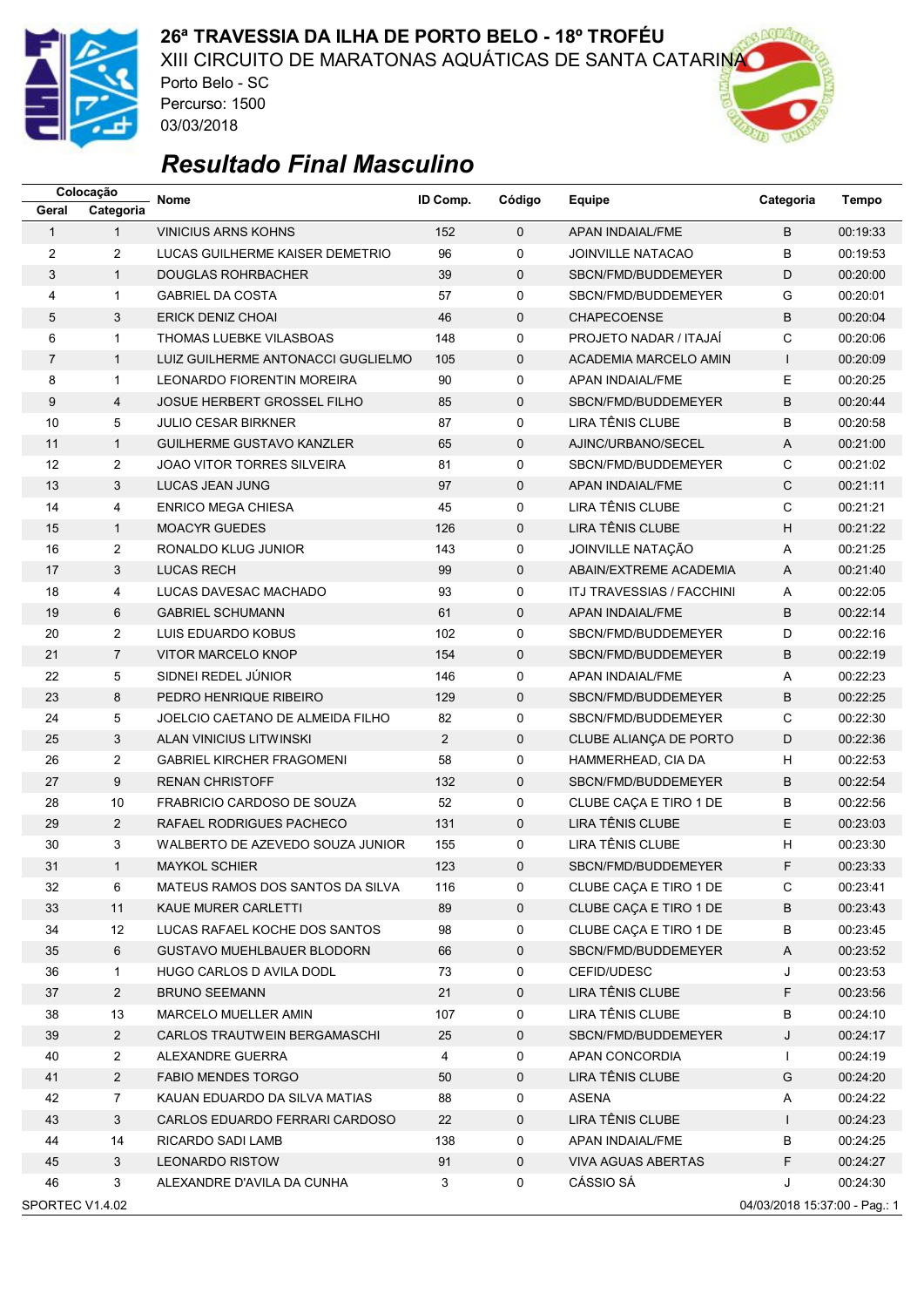# 26ª TRAVESSIA DA ILHA DE PORTO BELO - 18º TROFÉU

XIII CIRCUITO DE MARATONAS AQUÁTICAS DE SANTA CATARINA

Porto Belo - SC

Percurso: 1500

03/03/2018

## *Resultado Final Masculino*

| Colocação Geral | Colocação Categoria | Nome | ID Comp. | Código | Equipe | Categoria | Tempo |
|---|---|---|---|---|---|---|---|
| 1 | 1 | VINICIUS ARNS KOHNS | 152 | 0 | APAN INDAIAL/FME | B | 00:19:33 |
| 2 | 2 | LUCAS GUILHERME KAISER DEMETRIO | 96 | 0 | JOINVILLE NATACAO | B | 00:19:53 |
| 3 | 1 | DOUGLAS ROHRBACHER | 39 | 0 | SBCN/FMD/BUDDEMEYER | D | 00:20:00 |
| 4 | 1 | GABRIEL DA COSTA | 57 | 0 | SBCN/FMD/BUDDEMEYER | G | 00:20:01 |
| 5 | 3 | ERICK DENIZ CHOAI | 46 | 0 | CHAPECOENSE | B | 00:20:04 |
| 6 | 1 | THOMAS LUEBKE VILASBOAS | 148 | 0 | PROJETO NADAR / ITAJAÍ | C | 00:20:06 |
| 7 | 1 | LUIZ GUILHERME ANTONACCI GUGLIELMO | 105 | 0 | ACADEMIA MARCELO AMIN | I | 00:20:09 |
| 8 | 1 | LEONARDO FIORENTIN MOREIRA | 90 | 0 | APAN INDAIAL/FME | E | 00:20:25 |
| 9 | 4 | JOSUE HERBERT GROSSEL FILHO | 85 | 0 | SBCN/FMD/BUDDEMEYER | B | 00:20:44 |
| 10 | 5 | JULIO CESAR BIRKNER | 87 | 0 | LIRA TÊNIS CLUBE | B | 00:20:58 |
| 11 | 1 | GUILHERME GUSTAVO KANZLER | 65 | 0 | AJINC/URBANO/SECEL | A | 00:21:00 |
| 12 | 2 | JOAO VITOR TORRES SILVEIRA | 81 | 0 | SBCN/FMD/BUDDEMEYER | C | 00:21:02 |
| 13 | 3 | LUCAS JEAN JUNG | 97 | 0 | APAN INDAIAL/FME | C | 00:21:11 |
| 14 | 4 | ENRICO MEGA CHIESA | 45 | 0 | LIRA TÊNIS CLUBE | C | 00:21:21 |
| 15 | 1 | MOACYR GUEDES | 126 | 0 | LIRA TÊNIS CLUBE | H | 00:21:22 |
| 16 | 2 | RONALDO KLUG JUNIOR | 143 | 0 | JOINVILLE NATAÇÃO | A | 00:21:25 |
| 17 | 3 | LUCAS RECH | 99 | 0 | ABAIN/EXTREME ACADEMIA | A | 00:21:40 |
| 18 | 4 | LUCAS DAVESAC MACHADO | 93 | 0 | ITJ TRAVESSIAS / FACCHINI | A | 00:22:05 |
| 19 | 6 | GABRIEL SCHUMANN | 61 | 0 | APAN INDAIAL/FME | B | 00:22:14 |
| 20 | 2 | LUIS EDUARDO KOBUS | 102 | 0 | SBCN/FMD/BUDDEMEYER | D | 00:22:16 |
| 21 | 7 | VITOR MARCELO KNOP | 154 | 0 | SBCN/FMD/BUDDEMEYER | B | 00:22:19 |
| 22 | 5 | SIDNEI REDEL JÚNIOR | 146 | 0 | APAN INDAIAL/FME | A | 00:22:23 |
| 23 | 8 | PEDRO HENRIQUE RIBEIRO | 129 | 0 | SBCN/FMD/BUDDEMEYER | B | 00:22:25 |
| 24 | 5 | JOELCIO CAETANO DE ALMEIDA FILHO | 82 | 0 | SBCN/FMD/BUDDEMEYER | C | 00:22:30 |
| 25 | 3 | ALAN VINICIUS LITWINSKI | 2 | 0 | CLUBE ALIANÇA DE PORTO | D | 00:22:36 |
| 26 | 2 | GABRIEL KIRCHER FRAGOMENI | 58 | 0 | HAMMERHEAD, CIA DA | H | 00:22:53 |
| 27 | 9 | RENAN CHRISTOFF | 132 | 0 | SBCN/FMD/BUDDEMEYER | B | 00:22:54 |
| 28 | 10 | FRABRICIO CARDOSO DE SOUZA | 52 | 0 | CLUBE CAÇA E TIRO 1 DE | B | 00:22:56 |
| 29 | 2 | RAFAEL RODRIGUES PACHECO | 131 | 0 | LIRA TÊNIS CLUBE | E | 00:23:03 |
| 30 | 3 | WALBERTO DE AZEVEDO SOUZA JUNIOR | 155 | 0 | LIRA TÊNIS CLUBE | H | 00:23:30 |
| 31 | 1 | MAYKOL SCHIER | 123 | 0 | SBCN/FMD/BUDDEMEYER | F | 00:23:33 |
| 32 | 6 | MATEUS RAMOS DOS SANTOS DA SILVA | 116 | 0 | CLUBE CAÇA E TIRO 1 DE | C | 00:23:41 |
| 33 | 11 | KAUE MURER CARLETTI | 89 | 0 | CLUBE CAÇA E TIRO 1 DE | B | 00:23:43 |
| 34 | 12 | LUCAS RAFAEL KOCHE DOS SANTOS | 98 | 0 | CLUBE CAÇA E TIRO 1 DE | B | 00:23:45 |
| 35 | 6 | GUSTAVO MUEHLBAUER BLODORN | 66 | 0 | SBCN/FMD/BUDDEMEYER | A | 00:23:52 |
| 36 | 1 | HUGO CARLOS D AVILA DODL | 73 | 0 | CEFID/UDESC | J | 00:23:53 |
| 37 | 2 | BRUNO SEEMANN | 21 | 0 | LIRA TÊNIS CLUBE | F | 00:23:56 |
| 38 | 13 | MARCELO MUELLER AMIN | 107 | 0 | LIRA TÊNIS CLUBE | B | 00:24:10 |
| 39 | 2 | CARLOS TRAUTWEIN BERGAMASCHI | 25 | 0 | SBCN/FMD/BUDDEMEYER | J | 00:24:17 |
| 40 | 2 | ALEXANDRE GUERRA | 4 | 0 | APAN CONCORDIA | I | 00:24:19 |
| 41 | 2 | FABIO MENDES TORGO | 50 | 0 | LIRA TÊNIS CLUBE | G | 00:24:20 |
| 42 | 7 | KAUAN EDUARDO DA SILVA MATIAS | 88 | 0 | ASENA | A | 00:24:22 |
| 43 | 3 | CARLOS EDUARDO FERRARI CARDOSO | 22 | 0 | LIRA TÊNIS CLUBE | I | 00:24:23 |
| 44 | 14 | RICARDO SADI LAMB | 138 | 0 | APAN INDAIAL/FME | B | 00:24:25 |
| 45 | 3 | LEONARDO RISTOW | 91 | 0 | VIVA AGUAS ABERTAS | F | 00:24:27 |
| 46 | 3 | ALEXANDRE D'AVILA DA CUNHA | 3 | 0 | CÁSSIO SÁ | J | 00:24:30 |

SPORTEC V1.4.02 — 04/03/2018 15:37:00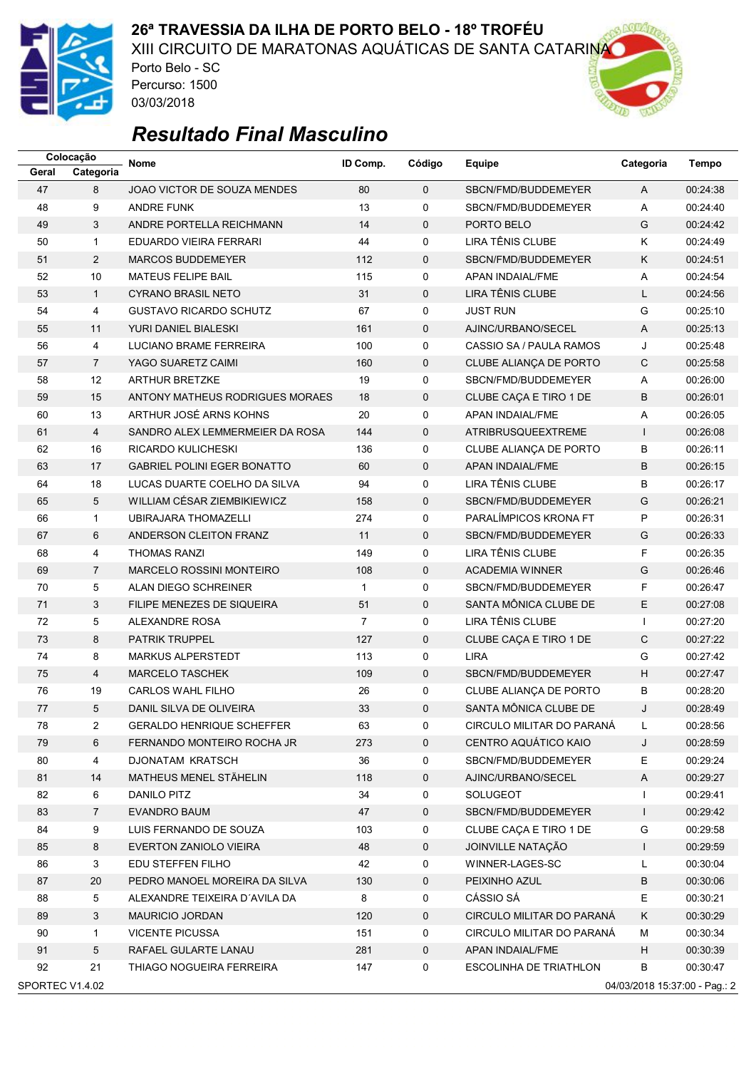# 26ª TRAVESSIA DA ILHA DE PORTO BELO - 18º TROFÉU

XIII CIRCUITO DE MARATONAS AQUÁTICAS DE SANTA CATARINA

Porto Belo - SC

Percurso: 1500

03/03/2018

## *Resultado Final Masculino*

| Colocação | | Nome | ID Comp. | Código | Equipe | Categoria | Tempo |
|---|---|---|---|---|---|---|---|
| Geral | Categoria | | | | | | |
| 47 | 8 | JOAO VICTOR DE SOUZA MENDES | 80 | 0 | SBCN/FMD/BUDDEMEYER | A | 00:24:38 |
| 48 | 9 | ANDRE FUNK | 13 | 0 | SBCN/FMD/BUDDEMEYER | A | 00:24:40 |
| 49 | 3 | ANDRE PORTELLA REICHMANN | 14 | 0 | PORTO BELO | G | 00:24:42 |
| 50 | 1 | EDUARDO VIEIRA FERRARI | 44 | 0 | LIRA TÊNIS CLUBE | K | 00:24:49 |
| 51 | 2 | MARCOS BUDDEMEYER | 112 | 0 | SBCN/FMD/BUDDEMEYER | K | 00:24:51 |
| 52 | 10 | MATEUS FELIPE BAIL | 115 | 0 | APAN INDAIAL/FME | A | 00:24:54 |
| 53 | 1 | CYRANO BRASIL NETO | 31 | 0 | LIRA TÊNIS CLUBE | L | 00:24:56 |
| 54 | 4 | GUSTAVO RICARDO SCHUTZ | 67 | 0 | JUST RUN | G | 00:25:10 |
| 55 | 11 | YURI DANIEL BIALESKI | 161 | 0 | AJINC/URBANO/SECEL | A | 00:25:13 |
| 56 | 4 | LUCIANO BRAME FERREIRA | 100 | 0 | CASSIO SA / PAULA RAMOS | J | 00:25:48 |
| 57 | 7 | YAGO SUARETZ CAIMI | 160 | 0 | CLUBE ALIANÇA DE PORTO | C | 00:25:58 |
| 58 | 12 | ARTHUR BRETZKE | 19 | 0 | SBCN/FMD/BUDDEMEYER | A | 00:26:00 |
| 59 | 15 | ANTONY MATHEUS RODRIGUES MORAES | 18 | 0 | CLUBE CAÇA E TIRO 1 DE | B | 00:26:01 |
| 60 | 13 | ARTHUR JOSÉ ARNS KOHNS | 20 | 0 | APAN INDAIAL/FME | A | 00:26:05 |
| 61 | 4 | SANDRO ALEX LEMMERMEIER DA ROSA | 144 | 0 | ATRIBRUSQUEEXTREME | I | 00:26:08 |
| 62 | 16 | RICARDO KULICHESKI | 136 | 0 | CLUBE ALIANÇA DE PORTO | B | 00:26:11 |
| 63 | 17 | GABRIEL POLINI EGER BONATTO | 60 | 0 | APAN INDAIAL/FME | B | 00:26:15 |
| 64 | 18 | LUCAS DUARTE COELHO DA SILVA | 94 | 0 | LIRA TÊNIS CLUBE | B | 00:26:17 |
| 65 | 5 | WILLIAM CÉSAR ZIEMBIKIEWICZ | 158 | 0 | SBCN/FMD/BUDDEMEYER | G | 00:26:21 |
| 66 | 1 | UBIRAJARA THOMAZELLI | 274 | 0 | PARALÍMPICOS KRONA FT | P | 00:26:31 |
| 67 | 6 | ANDERSON CLEITON FRANZ | 11 | 0 | SBCN/FMD/BUDDEMEYER | G | 00:26:33 |
| 68 | 4 | THOMAS RANZI | 149 | 0 | LIRA TÊNIS CLUBE | F | 00:26:35 |
| 69 | 7 | MARCELO ROSSINI MONTEIRO | 108 | 0 | ACADEMIA WINNER | G | 00:26:46 |
| 70 | 5 | ALAN DIEGO SCHREINER | 1 | 0 | SBCN/FMD/BUDDEMEYER | F | 00:26:47 |
| 71 | 3 | FILIPE MENEZES DE SIQUEIRA | 51 | 0 | SANTA MÔNICA CLUBE DE | E | 00:27:08 |
| 72 | 5 | ALEXANDRE ROSA | 7 | 0 | LIRA TÊNIS CLUBE | I | 00:27:20 |
| 73 | 8 | PATRIK TRUPPEL | 127 | 0 | CLUBE CAÇA E TIRO 1 DE | C | 00:27:22 |
| 74 | 8 | MARKUS ALPERSTEDT | 113 | 0 | LIRA | G | 00:27:42 |
| 75 | 4 | MARCELO TASCHEK | 109 | 0 | SBCN/FMD/BUDDEMEYER | H | 00:27:47 |
| 76 | 19 | CARLOS WAHL FILHO | 26 | 0 | CLUBE ALIANÇA DE PORTO | B | 00:28:20 |
| 77 | 5 | DANIL SILVA DE OLIVEIRA | 33 | 0 | SANTA MÔNICA CLUBE DE | J | 00:28:49 |
| 78 | 2 | GERALDO HENRIQUE SCHEFFER | 63 | 0 | CIRCULO MILITAR DO PARANÁ | L | 00:28:56 |
| 79 | 6 | FERNANDO MONTEIRO ROCHA JR | 273 | 0 | CENTRO AQUÁTICO KAIO | J | 00:28:59 |
| 80 | 4 | DJONATAM KRATSCH | 36 | 0 | SBCN/FMD/BUDDEMEYER | E | 00:29:24 |
| 81 | 14 | MATHEUS MENEL STÄHELIN | 118 | 0 | AJINC/URBANO/SECEL | A | 00:29:27 |
| 82 | 6 | DANILO PITZ | 34 | 0 | SOLUGEOT | I | 00:29:41 |
| 83 | 7 | EVANDRO BAUM | 47 | 0 | SBCN/FMD/BUDDEMEYER | I | 00:29:42 |
| 84 | 9 | LUIS FERNANDO DE SOUZA | 103 | 0 | CLUBE CAÇA E TIRO 1 DE | G | 00:29:58 |
| 85 | 8 | EVERTON ZANIOLO VIEIRA | 48 | 0 | JOINVILLE NATAÇÃO | I | 00:29:59 |
| 86 | 3 | EDU STEFFEN FILHO | 42 | 0 | WINNER-LAGES-SC | L | 00:30:04 |
| 87 | 20 | PEDRO MANOEL MOREIRA DA SILVA | 130 | 0 | PEIXINHO AZUL | B | 00:30:06 |
| 88 | 5 | ALEXANDRE TEIXEIRA D´AVILA DA | 8 | 0 | CÁSSIO SÁ | E | 00:30:21 |
| 89 | 3 | MAURICIO JORDAN | 120 | 0 | CIRCULO MILITAR DO PARANÁ | K | 00:30:29 |
| 90 | 1 | VICENTE PICUSSA | 151 | 0 | CIRCULO MILITAR DO PARANÁ | M | 00:30:34 |
| 91 | 5 | RAFAEL GULARTE LANAU | 281 | 0 | APAN INDAIAL/FME | H | 00:30:39 |
| 92 | 21 | THIAGO NOGUEIRA FERREIRA | 147 | 0 | ESCOLINHA DE TRIATHLON | B | 00:30:47 |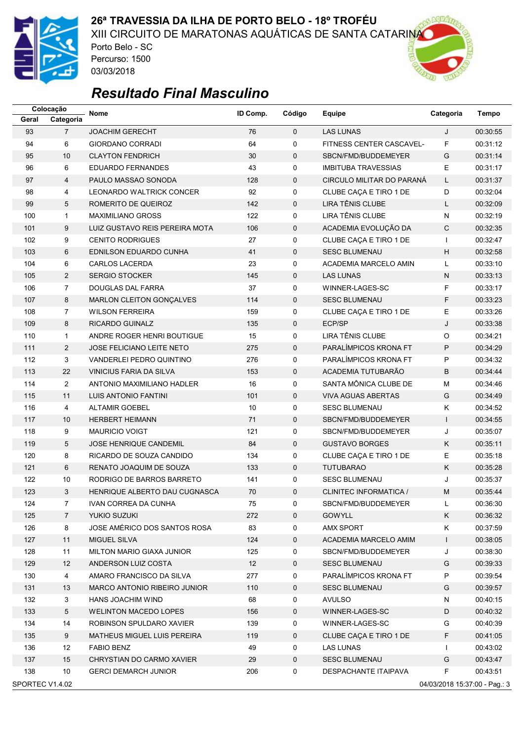# 26ª TRAVESSIA DA ILHA DE PORTO BELO - 18º TROFÉU

XIII CIRCUITO DE MARATONAS AQUÁTICAS DE SANTA CATARINA

Porto Belo - SC

Percurso: 1500

03/03/2018

## *Resultado Final Masculino*

| Colocação | | Nome | ID Comp. | Código | Equipe | Categoria | Tempo |
|---|---|---|---|---|---|---|---|
| Geral | Categoria | | | | | | |
| 93 | 7 | JOACHIM GERECHT | 76 | 0 | LAS LUNAS | J | 00:30:55 |
| 94 | 6 | GIORDANO CORRADI | 64 | 0 | FITNESS CENTER CASCAVEL- | F | 00:31:12 |
| 95 | 10 | CLAYTON FENDRICH | 30 | 0 | SBCN/FMD/BUDDEMEYER | G | 00:31:14 |
| 96 | 6 | EDUARDO FERNANDES | 43 | 0 | IMBITUBA TRAVESSIAS | E | 00:31:17 |
| 97 | 4 | PAULO MASSAO SONODA | 128 | 0 | CIRCULO MILITAR DO PARANÁ | L | 00:31:37 |
| 98 | 4 | LEONARDO WALTRICK CONCER | 92 | 0 | CLUBE CAÇA E TIRO 1 DE | D | 00:32:04 |
| 99 | 5 | ROMERITO DE QUEIROZ | 142 | 0 | LIRA TÊNIS CLUBE | L | 00:32:09 |
| 100 | 1 | MAXIMILIANO GROSS | 122 | 0 | LIRA TÊNIS CLUBE | N | 00:32:19 |
| 101 | 9 | LUIZ GUSTAVO REIS PEREIRA MOTA | 106 | 0 | ACADEMIA EVOLUÇÃO DA | C | 00:32:35 |
| 102 | 9 | CENITO RODRIGUES | 27 | 0 | CLUBE CAÇA E TIRO 1 DE | I | 00:32:47 |
| 103 | 6 | EDNILSON EDUARDO CUNHA | 41 | 0 | SESC BLUMENAU | H | 00:32:58 |
| 104 | 6 | CARLOS LACERDA | 23 | 0 | ACADEMIA MARCELO AMIN | L | 00:33:10 |
| 105 | 2 | SERGIO STOCKER | 145 | 0 | LAS LUNAS | N | 00:33:13 |
| 106 | 7 | DOUGLAS DAL FARRA | 37 | 0 | WINNER-LAGES-SC | F | 00:33:17 |
| 107 | 8 | MARLON CLEITON GONÇALVES | 114 | 0 | SESC BLUMENAU | F | 00:33:23 |
| 108 | 7 | WILSON FERREIRA | 159 | 0 | CLUBE CAÇA E TIRO 1 DE | E | 00:33:26 |
| 109 | 8 | RICARDO GUINALZ | 135 | 0 | ECP/SP | J | 00:33:38 |
| 110 | 1 | ANDRE ROGER HENRI BOUTIGUE | 15 | 0 | LIRA TÊNIS CLUBE | O | 00:34:21 |
| 111 | 2 | JOSE FELICIANO LEITE NETO | 275 | 0 | PARALÍMPICOS KRONA FT | P | 00:34:29 |
| 112 | 3 | VANDERLEI PEDRO QUINTINO | 276 | 0 | PARALÍMPICOS KRONA FT | P | 00:34:32 |
| 113 | 22 | VINICIUS FARIA DA SILVA | 153 | 0 | ACADEMIA TUTUBARÃO | B | 00:34:44 |
| 114 | 2 | ANTONIO MAXIMILIANO HADLER | 16 | 0 | SANTA MÔNICA CLUBE DE | M | 00:34:46 |
| 115 | 11 | LUIS ANTONIO FANTINI | 101 | 0 | VIVA AGUAS ABERTAS | G | 00:34:49 |
| 116 | 4 | ALTAMIR GOEBEL | 10 | 0 | SESC BLUMENAU | K | 00:34:52 |
| 117 | 10 | HERBERT HEIMANN | 71 | 0 | SBCN/FMD/BUDDEMEYER | I | 00:34:55 |
| 118 | 9 | MAURICIO VOIGT | 121 | 0 | SBCN/FMD/BUDDEMEYER | J | 00:35:07 |
| 119 | 5 | JOSE HENRIQUE CANDEMIL | 84 | 0 | GUSTAVO BORGES | K | 00:35:11 |
| 120 | 8 | RICARDO DE SOUZA CANDIDO | 134 | 0 | CLUBE CAÇA E TIRO 1 DE | E | 00:35:18 |
| 121 | 6 | RENATO JOAQUIM DE SOUZA | 133 | 0 | TUTUBARAO | K | 00:35:28 |
| 122 | 10 | RODRIGO DE BARROS BARRETO | 141 | 0 | SESC BLUMENAU | J | 00:35:37 |
| 123 | 3 | HENRIQUE ALBERTO DAU CUGNASCA | 70 | 0 | CLINITEC INFORMATICA / | M | 00:35:44 |
| 124 | 7 | IVAN CORREA DA CUNHA | 75 | 0 | SBCN/FMD/BUDDEMEYER | L | 00:36:30 |
| 125 | 7 | YUKIO SUZUKI | 272 | 0 | GOWYLL | K | 00:36:32 |
| 126 | 8 | JOSE AMÉRICO DOS SANTOS ROSA | 83 | 0 | AMX SPORT | K | 00:37:59 |
| 127 | 11 | MIGUEL SILVA | 124 | 0 | ACADEMIA MARCELO AMIM | I | 00:38:05 |
| 128 | 11 | MILTON MARIO GIAXA JUNIOR | 125 | 0 | SBCN/FMD/BUDDEMEYER | J | 00:38:30 |
| 129 | 12 | ANDERSON LUIZ COSTA | 12 | 0 | SESC BLUMENAU | G | 00:39:33 |
| 130 | 4 | AMARO FRANCISCO DA SILVA | 277 | 0 | PARALÍMPICOS KRONA FT | P | 00:39:54 |
| 131 | 13 | MARCO ANTONIO RIBEIRO JUNIOR | 110 | 0 | SESC BLUMENAU | G | 00:39:57 |
| 132 | 3 | HANS JOACHIM WIND | 68 | 0 | AVULSO | N | 00:40:15 |
| 133 | 5 | WELINTON MACEDO LOPES | 156 | 0 | WINNER-LAGES-SC | D | 00:40:32 |
| 134 | 14 | ROBINSON SPULDARO XAVIER | 139 | 0 | WINNER-LAGES-SC | G | 00:40:39 |
| 135 | 9 | MATHEUS MIGUEL LUIS PEREIRA | 119 | 0 | CLUBE CAÇA E TIRO 1 DE | F | 00:41:05 |
| 136 | 12 | FABIO BENZ | 49 | 0 | LAS LUNAS | I | 00:43:02 |
| 137 | 15 | CHRYSTIAN DO CARMO XAVIER | 29 | 0 | SESC BLUMENAU | G | 00:43:47 |
| 138 | 10 | GERCI DEMARCH JUNIOR | 206 | 0 | DESPACHANTE ITAIPAVA | F | 00:43:51 |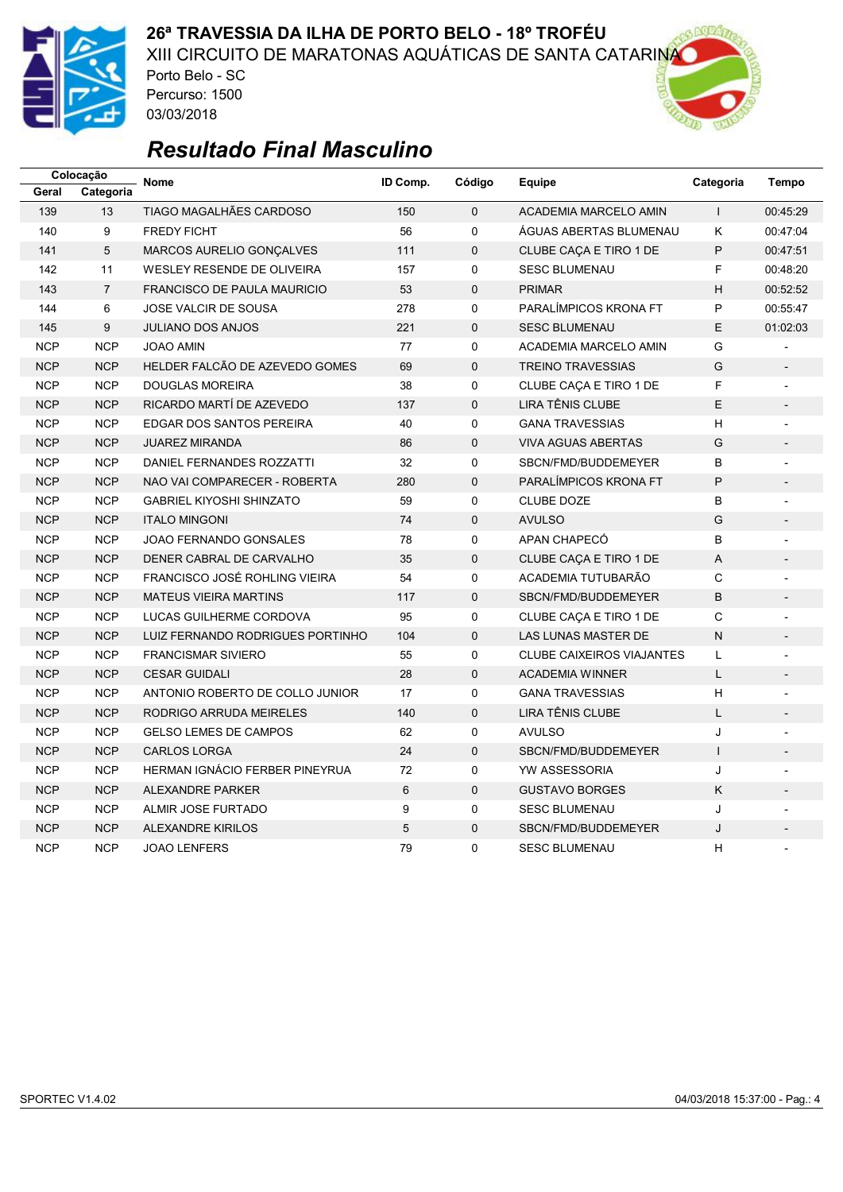# 26ª TRAVESSIA DA ILHA DE PORTO BELO - 18º TROFÉU

XIII CIRCUITO DE MARATONAS AQUÁTICAS DE SANTA CATARINA

Porto Belo - SC

Percurso: 1500

03/03/2018

## *Resultado Final Masculino*

| Colocação | | Nome | ID Comp. | Código | Equipe | Categoria | Tempo |
|---|---|---|---|---|---|---|---|
| Geral | Categoria | | | | | | |
| 139 | 13 | TIAGO MAGALHÃES CARDOSO | 150 | 0 | ACADEMIA MARCELO AMIN | I | 00:45:29 |
| 140 | 9 | FREDY FICHT | 56 | 0 | ÁGUAS ABERTAS BLUMENAU | K | 00:47:04 |
| 141 | 5 | MARCOS AURELIO GONÇALVES | 111 | 0 | CLUBE CAÇA E TIRO 1 DE | P | 00:47:51 |
| 142 | 11 | WESLEY RESENDE DE OLIVEIRA | 157 | 0 | SESC BLUMENAU | F | 00:48:20 |
| 143 | 7 | FRANCISCO DE PAULA MAURICIO | 53 | 0 | PRIMAR | H | 00:52:52 |
| 144 | 6 | JOSE VALCIR DE SOUSA | 278 | 0 | PARALÍMPICOS KRONA FT | P | 00:55:47 |
| 145 | 9 | JULIANO DOS ANJOS | 221 | 0 | SESC BLUMENAU | E | 01:02:03 |
| NCP | NCP | JOAO AMIN | 77 | 0 | ACADEMIA MARCELO AMIN | G | - |
| NCP | NCP | HELDER FALCÃO DE AZEVEDO GOMES | 69 | 0 | TREINO TRAVESSIAS | G | - |
| NCP | NCP | DOUGLAS MOREIRA | 38 | 0 | CLUBE CAÇA E TIRO 1 DE | F | - |
| NCP | NCP | RICARDO MARTÍ DE AZEVEDO | 137 | 0 | LIRA TÊNIS CLUBE | E | - |
| NCP | NCP | EDGAR DOS SANTOS PEREIRA | 40 | 0 | GANA TRAVESSIAS | H | - |
| NCP | NCP | JUAREZ MIRANDA | 86 | 0 | VIVA AGUAS ABERTAS | G | - |
| NCP | NCP | DANIEL FERNANDES ROZZATTI | 32 | 0 | SBCN/FMD/BUDDEMEYER | B | - |
| NCP | NCP | NAO VAI COMPARECER - ROBERTA | 280 | 0 | PARALÍMPICOS KRONA FT | P | - |
| NCP | NCP | GABRIEL KIYOSHI SHINZATO | 59 | 0 | CLUBE DOZE | B | - |
| NCP | NCP | ITALO MINGONI | 74 | 0 | AVULSO | G | - |
| NCP | NCP | JOAO FERNANDO GONSALES | 78 | 0 | APAN CHAPECÓ | B | - |
| NCP | NCP | DENER CABRAL DE CARVALHO | 35 | 0 | CLUBE CAÇA E TIRO 1 DE | A | - |
| NCP | NCP | FRANCISCO JOSÉ ROHLING VIEIRA | 54 | 0 | ACADEMIA TUTUBARÃO | C | - |
| NCP | NCP | MATEUS VIEIRA MARTINS | 117 | 0 | SBCN/FMD/BUDDEMEYER | B | - |
| NCP | NCP | LUCAS GUILHERME CORDOVA | 95 | 0 | CLUBE CAÇA E TIRO 1 DE | C | - |
| NCP | NCP | LUIZ FERNANDO RODRIGUES PORTINHO | 104 | 0 | LAS LUNAS MASTER DE | N | - |
| NCP | NCP | FRANCISMAR SIVIERO | 55 | 0 | CLUBE CAIXEIROS VIAJANTES | L | - |
| NCP | NCP | CESAR GUIDALI | 28 | 0 | ACADEMIA WINNER | L | - |
| NCP | NCP | ANTONIO ROBERTO DE COLLO JUNIOR | 17 | 0 | GANA TRAVESSIAS | H | - |
| NCP | NCP | RODRIGO ARRUDA MEIRELES | 140 | 0 | LIRA TÊNIS CLUBE | L | - |
| NCP | NCP | GELSO LEMES DE CAMPOS | 62 | 0 | AVULSO | J | - |
| NCP | NCP | CARLOS LORGA | 24 | 0 | SBCN/FMD/BUDDEMEYER | I | - |
| NCP | NCP | HERMAN IGNÁCIO FERBER PINEYRUA | 72 | 0 | YW ASSESSORIA | J | - |
| NCP | NCP | ALEXANDRE PARKER | 6 | 0 | GUSTAVO BORGES | K | - |
| NCP | NCP | ALMIR JOSE FURTADO | 9 | 0 | SESC BLUMENAU | J | - |
| NCP | NCP | ALEXANDRE KIRILOS | 5 | 0 | SBCN/FMD/BUDDEMEYER | J | - |
| NCP | NCP | JOAO LENFERS | 79 | 0 | SESC BLUMENAU | H | - |

SPORTEC V1.4.02 — 04/03/2018 15:37:00